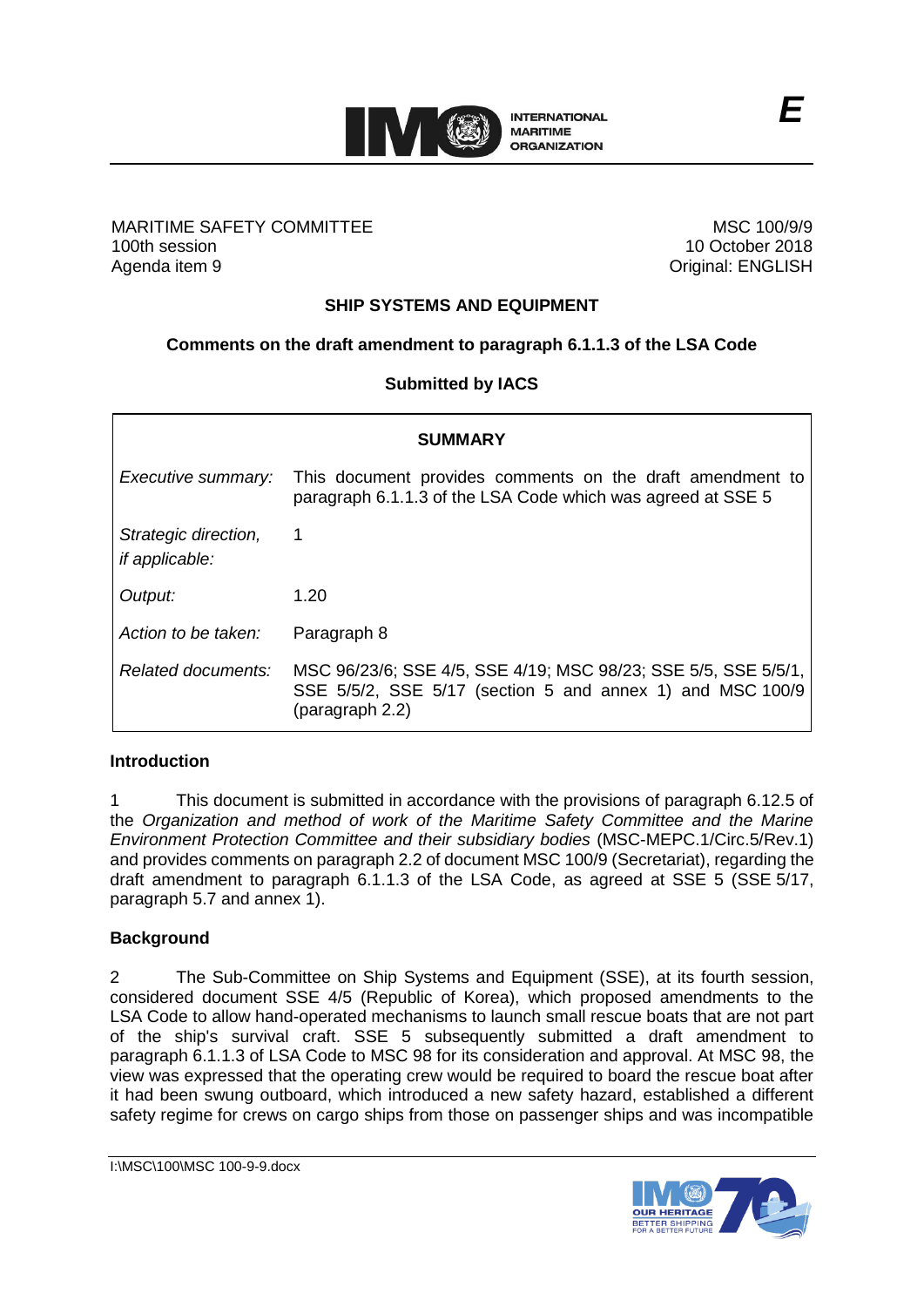**E**

MARITIME SAFETY COMMITTEE
100th session
Agenda item 9

MSC 100/9/9
10 October 2018
Original: ENGLISH

## SHIP SYSTEMS AND EQUIPMENT

### Comments on the draft amendment to paragraph 6.1.1.3 of the LSA Code

**Submitted by IACS**

| **SUMMARY** | |
|---|---|
| *Executive summary:* | This document provides comments on the draft amendment to paragraph 6.1.1.3 of the LSA Code which was agreed at SSE 5 |
| *Strategic direction, if applicable:* | 1 |
| *Output:* | 1.20 |
| *Action to be taken:* | Paragraph 8 |
| *Related documents:* | MSC 96/23/6; SSE 4/5, SSE 4/19; MSC 98/23; SSE 5/5, SSE 5/5/1, SSE 5/5/2, SSE 5/17 (section 5 and annex 1) and MSC 100/9 (paragraph 2.2) |

### Introduction

1 This document is submitted in accordance with the provisions of paragraph 6.12.5 of the *Organization and method of work of the Maritime Safety Committee and the Marine Environment Protection Committee and their subsidiary bodies* (MSC-MEPC.1/Circ.5/Rev.1) and provides comments on paragraph 2.2 of document MSC 100/9 (Secretariat), regarding the draft amendment to paragraph 6.1.1.3 of the LSA Code, as agreed at SSE 5 (SSE 5/17, paragraph 5.7 and annex 1).

### Background

2 The Sub-Committee on Ship Systems and Equipment (SSE), at its fourth session, considered document SSE 4/5 (Republic of Korea), which proposed amendments to the LSA Code to allow hand-operated mechanisms to launch small rescue boats that are not part of the ship's survival craft. SSE 5 subsequently submitted a draft amendment to paragraph 6.1.1.3 of LSA Code to MSC 98 for its consideration and approval. At MSC 98, the view was expressed that the operating crew would be required to board the rescue boat after it had been swung outboard, which introduced a new safety hazard, established a different safety regime for crews on cargo ships from those on passenger ships and was incompatible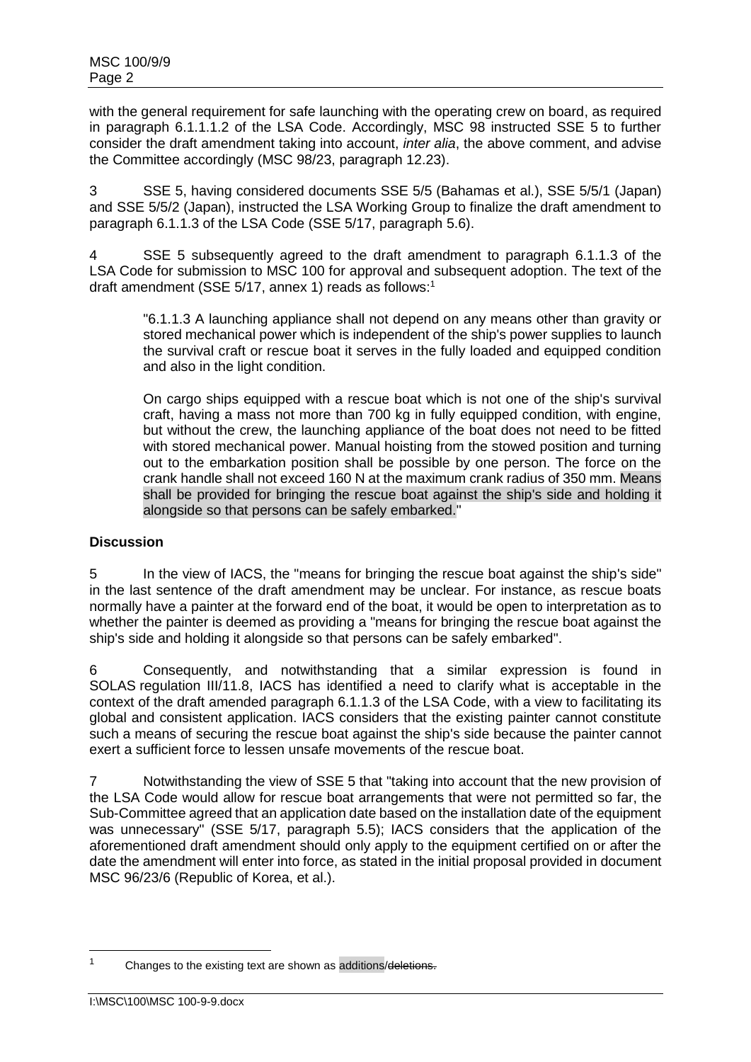with the general requirement for safe launching with the operating crew on board, as required in paragraph 6.1.1.1.2 of the LSA Code. Accordingly, MSC 98 instructed SSE 5 to further consider the draft amendment taking into account, *inter alia*, the above comment, and advise the Committee accordingly (MSC 98/23, paragraph 12.23).

3 SSE 5, having considered documents SSE 5/5 (Bahamas et al.), SSE 5/5/1 (Japan) and SSE 5/5/2 (Japan), instructed the LSA Working Group to finalize the draft amendment to paragraph 6.1.1.3 of the LSA Code (SSE 5/17, paragraph 5.6).

4 SSE 5 subsequently agreed to the draft amendment to paragraph 6.1.1.3 of the LSA Code for submission to MSC 100 for approval and subsequent adoption. The text of the draft amendment (SSE 5/17, annex 1) reads as follows:[1]

> "6.1.1.3 A launching appliance shall not depend on any means other than gravity or stored mechanical power which is independent of the ship's power supplies to launch the survival craft or rescue boat it serves in the fully loaded and equipped condition and also in the light condition.
>
> On cargo ships equipped with a rescue boat which is not one of the ship's survival craft, having a mass not more than 700 kg in fully equipped condition, with engine, but without the crew, the launching appliance of the boat does not need to be fitted with stored mechanical power. Manual hoisting from the stowed position and turning out to the embarkation position shall be possible by one person. The force on the crank handle shall not exceed 160 N at the maximum crank radius of 350 mm. Means shall be provided for bringing the rescue boat against the ship's side and holding it alongside so that persons can be safely embarked."

**Discussion**

5 In the view of IACS, the "means for bringing the rescue boat against the ship's side" in the last sentence of the draft amendment may be unclear. For instance, as rescue boats normally have a painter at the forward end of the boat, it would be open to interpretation as to whether the painter is deemed as providing a "means for bringing the rescue boat against the ship's side and holding it alongside so that persons can be safely embarked".

6 Consequently, and notwithstanding that a similar expression is found in SOLAS regulation III/11.8, IACS has identified a need to clarify what is acceptable in the context of the draft amended paragraph 6.1.1.3 of the LSA Code, with a view to facilitating its global and consistent application. IACS considers that the existing painter cannot constitute such a means of securing the rescue boat against the ship's side because the painter cannot exert a sufficient force to lessen unsafe movements of the rescue boat.

7 Notwithstanding the view of SSE 5 that "taking into account that the new provision of the LSA Code would allow for rescue boat arrangements that were not permitted so far, the Sub-Committee agreed that an application date based on the installation date of the equipment was unnecessary" (SSE 5/17, paragraph 5.5); IACS considers that the application of the aforementioned draft amendment should only apply to the equipment certified on or after the date the amendment will enter into force, as stated in the initial proposal provided in document MSC 96/23/6 (Republic of Korea, et al.).

---

[1] Changes to the existing text are shown as additions/~~deletions~~.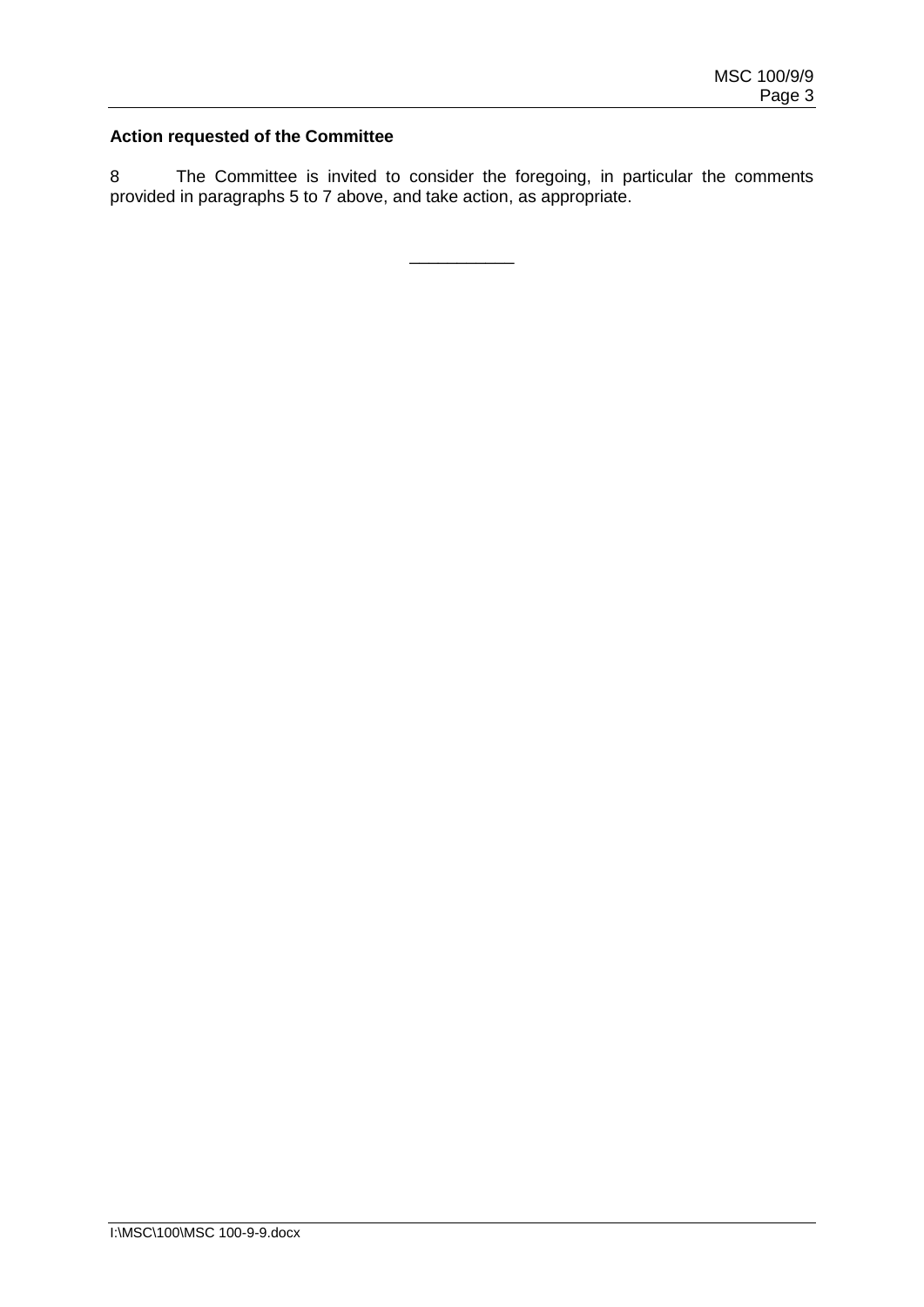**Action requested of the Committee**

8 The Committee is invited to consider the foregoing, in particular the comments provided in paragraphs 5 to 7 above, and take action, as appropriate.

___________